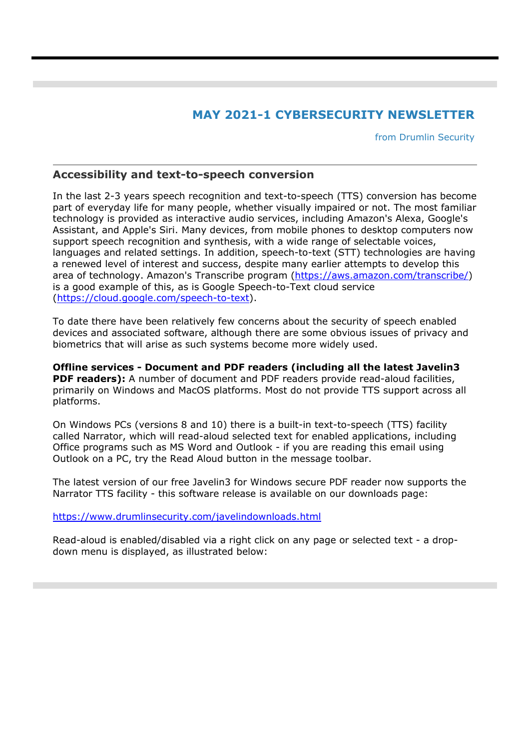# MAY 2021-1 CYBERSECURITY NEWSLETTER

from Drumlin Security

## Accessibility and text-to-speech conversion

In the last 2-3 years speech recognition and text-to-speech (TTS) conversion has become part of everyday life for many people, whether visually impaired or not. The most familiar technology is provided as interactive audio services, including Amazon's Alexa, Google's Assistant, and Apple's Siri. Many devices, from mobile phones to desktop computers now support speech recognition and synthesis, with a wide range of selectable voices, languages and related settings. In addition, speech-to-text (STT) technologies are having a renewed level of interest and success, despite many earlier attempts to develop this area of technology. Amazon's Transcribe program (https://aws.amazon.com/transcribe/) is a good example of this, as is Google Speech-to-Text cloud service (https://cloud.google.com/speech-to-text).

To date there have been relatively few concerns about the security of speech enabled devices and associated software, although there are some obvious issues of privacy and biometrics that will arise as such systems become more widely used.

**Offline services - Document and PDF readers (including all the latest Javelin3 PDF readers):** A number of document and PDF readers provide read-aloud facilities, primarily on Windows and MacOS platforms. Most do not provide TTS support across all platforms.

On Windows PCs (versions 8 and 10) there is a built-in text-to-speech (TTS) facility called Narrator, which will read-aloud selected text for enabled applications, including Office programs such as MS Word and Outlook - if you are reading this email using Outlook on a PC, try the Read Aloud button in the message toolbar.

The latest version of our free Javelin3 for Windows secure PDF reader now supports the Narrator TTS facility - this software release is available on our downloads page:

https://www.drumlinsecurity.com/javelindownloads.html

Read-aloud is enabled/disabled via a right click on any page or selected text - a drop-down menu is displayed, as illustrated below: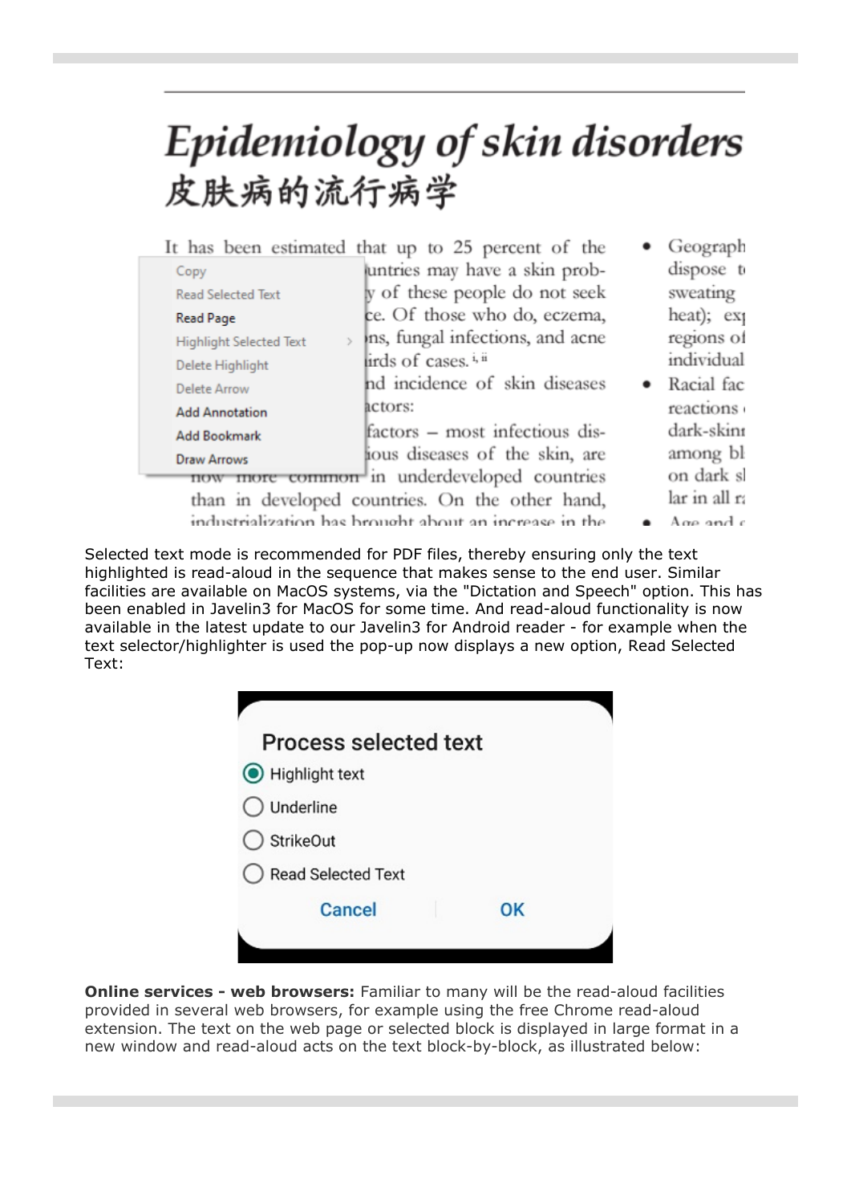Selected text mode is recommended for PDF files, thereby ensuring only the text highlighted is read-aloud in the sequence that makes sense to the end user. Similar facilities are available on MacOS systems, via the "Dictation and Speech" option. This has been enabled in Javelin3 for MacOS for some time. And read-aloud functionality is now available in the latest update to our Javelin3 for Android reader - for example when the text selector/highlighter is used the pop-up now displays a new option, Read Selected Text:

**Online services - web browsers:** Familiar to many will be the read-aloud facilities provided in several web browsers, for example using the free Chrome read-aloud extension. The text on the web page or selected block is displayed in large format in a new window and read-aloud acts on the text block-by-block, as illustrated below: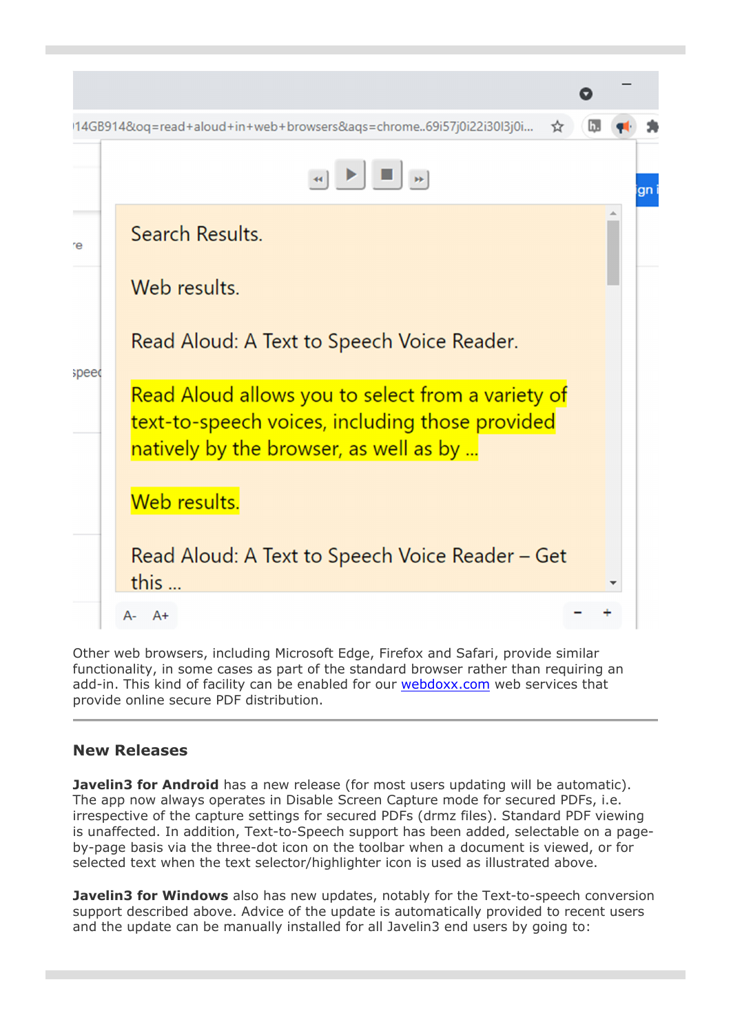Other web browsers, including Microsoft Edge, Firefox and Safari, provide similar functionality, in some cases as part of the standard browser rather than requiring an add-in. This kind of facility can be enabled for our webdoxx.com web services that provide online secure PDF distribution.

---

### New Releases

**Javelin3 for Android** has a new release (for most users updating will be automatic). The app now always operates in Disable Screen Capture mode for secured PDFs, i.e. irrespective of the capture settings for secured PDFs (drmz files). Standard PDF viewing is unaffected. In addition, Text-to-Speech support has been added, selectable on a page-by-page basis via the three-dot icon on the toolbar when a document is viewed, or for selected text when the text selector/highlighter icon is used as illustrated above.

**Javelin3 for Windows** also has new updates, notably for the Text-to-speech conversion support described above. Advice of the update is automatically provided to recent users and the update can be manually installed for all Javelin3 end users by going to: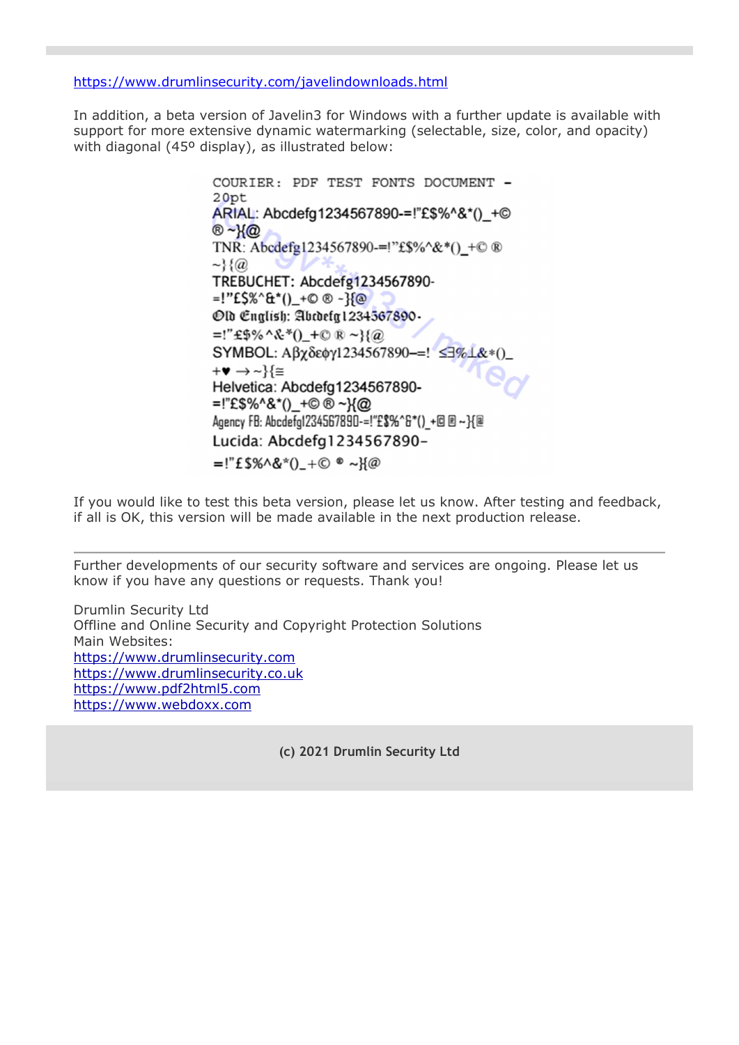https://www.drumlinsecurity.com/javelindownloads.html

In addition, a beta version of Javelin3 for Windows with a further update is available with support for more extensive dynamic watermarking (selectable, size, color, and opacity) with diagonal (45º display), as illustrated below:

COURIER: PDF TEST FONTS DOCUMENT - 20pt
ARIAL: Abcdefg1234567890-=!"£$%^&*()_+© ® ~}{@
TNR: Abcdefg1234567890-=!"£$%^&*()_+© ® ~}{@
TREBUCHET: Abcdefg1234567890-=!"£$%^&*()_+© ® ~}{@
Old English: Abcdefg1234567890-=!"£$%^&*()_+© ® ~}{@
SYMBOL: Αβχδεφγ1234567890–=! ≤∃%⊥&∗()_ +♥ →~}{≡
Helvetica: Abcdefg1234567890-=!"£$%^&*()_+© ® ~}{@
Agency FB: Abcdefg1234567890-=!"£$%^&*()_+© ® ~}{@
Lucida: Abcdefg1234567890-=!"£$%^&*()_+© ® ~}{@

If you would like to test this beta version, please let us know. After testing and feedback, if all is OK, this version will be made available in the next production release.

---

Further developments of our security software and services are ongoing. Please let us know if you have any questions or requests. Thank you!

Drumlin Security Ltd
Offline and Online Security and Copyright Protection Solutions
Main Websites:
https://www.drumlinsecurity.com
https://www.drumlinsecurity.co.uk
https://www.pdf2html5.com
https://www.webdoxx.com

**(c) 2021 Drumlin Security Ltd**